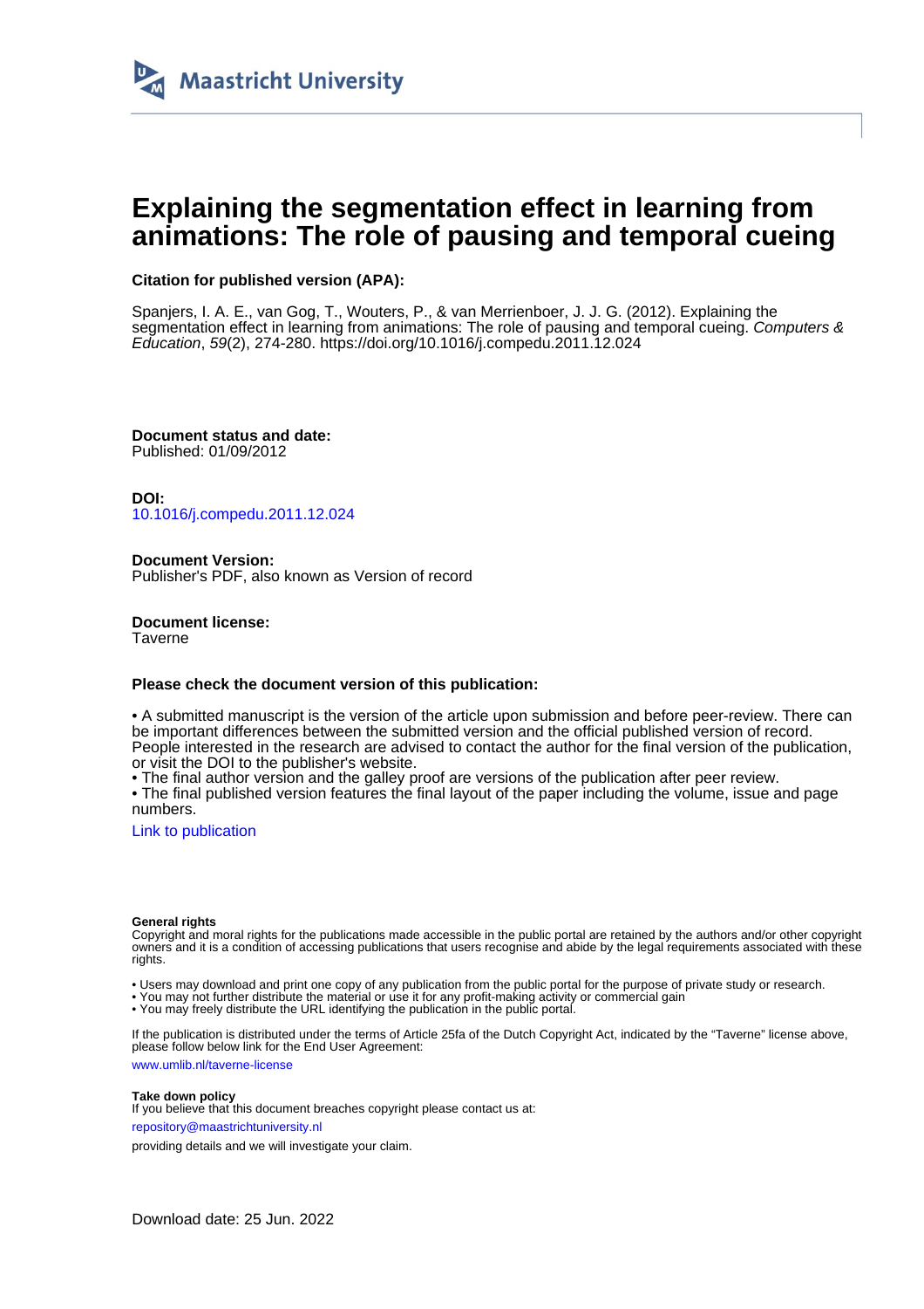Maastricht University

# Explaining the segmentation effect in learning from animations: The role of pausing and temporal cueing

**Citation for published version (APA):**

Spanjers, I. A. E., van Gog, T., Wouters, P., & van Merrienboer, J. J. G. (2012). Explaining the segmentation effect in learning from animations: The role of pausing and temporal cueing. *Computers & Education*, *59*(2), 274-280. https://doi.org/10.1016/j.compedu.2011.12.024

**Document status and date:**
Published: 01/09/2012

**DOI:**
10.1016/j.compedu.2011.12.024

**Document Version:**
Publisher's PDF, also known as Version of record

**Document license:**
Taverne

**Please check the document version of this publication:**

• A submitted manuscript is the version of the article upon submission and before peer-review. There can be important differences between the submitted version and the official published version of record. People interested in the research are advised to contact the author for the final version of the publication, or visit the DOI to the publisher's website.
• The final author version and the galley proof are versions of the publication after peer review.
• The final published version features the final layout of the paper including the volume, issue and page numbers.

Link to publication

**General rights**
Copyright and moral rights for the publications made accessible in the public portal are retained by the authors and/or other copyright owners and it is a condition of accessing publications that users recognise and abide by the legal requirements associated with these rights.

• Users may download and print one copy of any publication from the public portal for the purpose of private study or research.
• You may not further distribute the material or use it for any profit-making activity or commercial gain
• You may freely distribute the URL identifying the publication in the public portal.

If the publication is distributed under the terms of Article 25fa of the Dutch Copyright Act, indicated by the "Taverne" license above, please follow below link for the End User Agreement:

www.umlib.nl/taverne-license

**Take down policy**
If you believe that this document breaches copyright please contact us at:

repository@maastrichtuniversity.nl

providing details and we will investigate your claim.

Download date: 25 Jun. 2022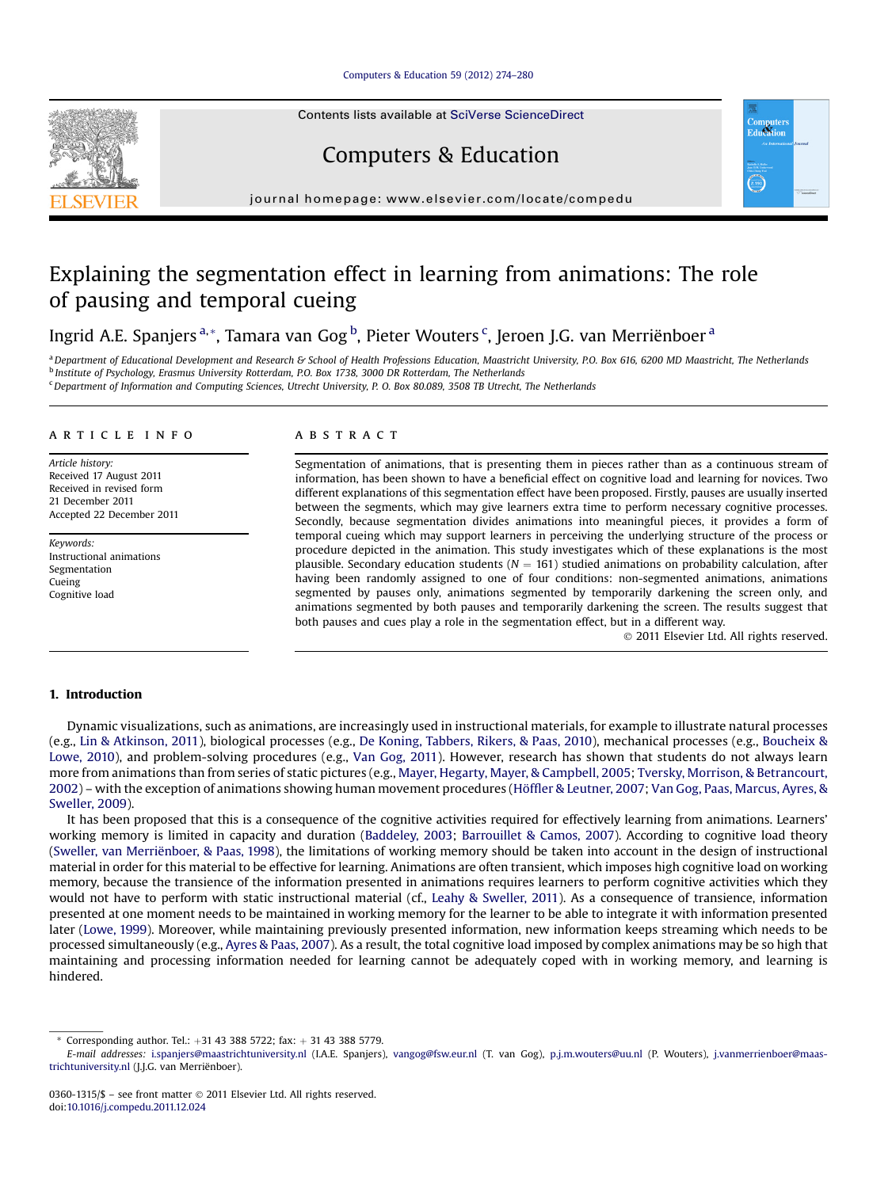Computers & Education 59 (2012) 274–280

Contents lists available at SciVerse ScienceDirect

# Computers & Education

journal homepage: www.elsevier.com/locate/compedu

# Explaining the segmentation effect in learning from animations: The role of pausing and temporal cueing

Ingrid A.E. Spanjers [a,*], Tamara van Gog [b], Pieter Wouters [c], Jeroen J.G. van Merriënboer [a]

[a] Department of Educational Development and Research & School of Health Professions Education, Maastricht University, P.O. Box 616, 6200 MD Maastricht, The Netherlands
[b] Institute of Psychology, Erasmus University Rotterdam, P.O. Box 1738, 3000 DR Rotterdam, The Netherlands
[c] Department of Information and Computing Sciences, Utrecht University, P. O. Box 80.089, 3508 TB Utrecht, The Netherlands

## ARTICLE INFO

*Article history:*
Received 17 August 2011
Received in revised form
21 December 2011
Accepted 22 December 2011

*Keywords:*
Instructional animations
Segmentation
Cueing
Cognitive load

## ABSTRACT

Segmentation of animations, that is presenting them in pieces rather than as a continuous stream of information, has been shown to have a beneficial effect on cognitive load and learning for novices. Two different explanations of this segmentation effect have been proposed. Firstly, pauses are usually inserted between the segments, which may give learners extra time to perform necessary cognitive processes. Secondly, because segmentation divides animations into meaningful pieces, it provides a form of temporal cueing which may support learners in perceiving the underlying structure of the process or procedure depicted in the animation. This study investigates which of these explanations is the most plausible. Secondary education students ($N = 161$) studied animations on probability calculation, after having been randomly assigned to one of four conditions: non-segmented animations, animations segmented by pauses only, animations segmented by temporarily darkening the screen only, and animations segmented by both pauses and temporarily darkening the screen. The results suggest that both pauses and cues play a role in the segmentation effect, but in a different way.

© 2011 Elsevier Ltd. All rights reserved.

## 1. Introduction

Dynamic visualizations, such as animations, are increasingly used in instructional materials, for example to illustrate natural processes (e.g., Lin & Atkinson, 2011), biological processes (e.g., De Koning, Tabbers, Rikers, & Paas, 2010), mechanical processes (e.g., Boucheix & Lowe, 2010), and problem-solving procedures (e.g., Van Gog, 2011). However, research has shown that students do not always learn more from animations than from series of static pictures (e.g., Mayer, Hegarty, Mayer, & Campbell, 2005; Tversky, Morrison, & Betrancourt, 2002) – with the exception of animations showing human movement procedures (Höffler & Leutner, 2007; Van Gog, Paas, Marcus, Ayres, & Sweller, 2009).

It has been proposed that this is a consequence of the cognitive activities required for effectively learning from animations. Learners' working memory is limited in capacity and duration (Baddeley, 2003; Barrouillet & Camos, 2007). According to cognitive load theory (Sweller, van Merriënboer, & Paas, 1998), the limitations of working memory should be taken into account in the design of instructional material in order for this material to be effective for learning. Animations are often transient, which imposes high cognitive load on working memory, because the transience of the information presented in animations requires learners to perform cognitive activities which they would not have to perform with static instructional material (cf., Leahy & Sweller, 2011). As a consequence of transience, information presented at one moment needs to be maintained in working memory for the learner to be able to integrate it with information presented later (Lowe, 1999). Moreover, while maintaining previously presented information, new information keeps streaming which needs to be processed simultaneously (e.g., Ayres & Paas, 2007). As a result, the total cognitive load imposed by complex animations may be so high that maintaining and processing information needed for learning cannot be adequately coped with in working memory, and learning is hindered.

* Corresponding author. Tel.: +31 43 388 5722; fax: + 31 43 388 5779.
*E-mail addresses:* i.spanjers@maastrichtuniversity.nl (I.A.E. Spanjers), vangog@fsw.eur.nl (T. van Gog), p.j.m.wouters@uu.nl (P. Wouters), j.vanmerrienboer@maastrichtuniversity.nl (J.J.G. van Merriënboer).

0360-1315/$ – see front matter © 2011 Elsevier Ltd. All rights reserved.
doi:10.1016/j.compedu.2011.12.024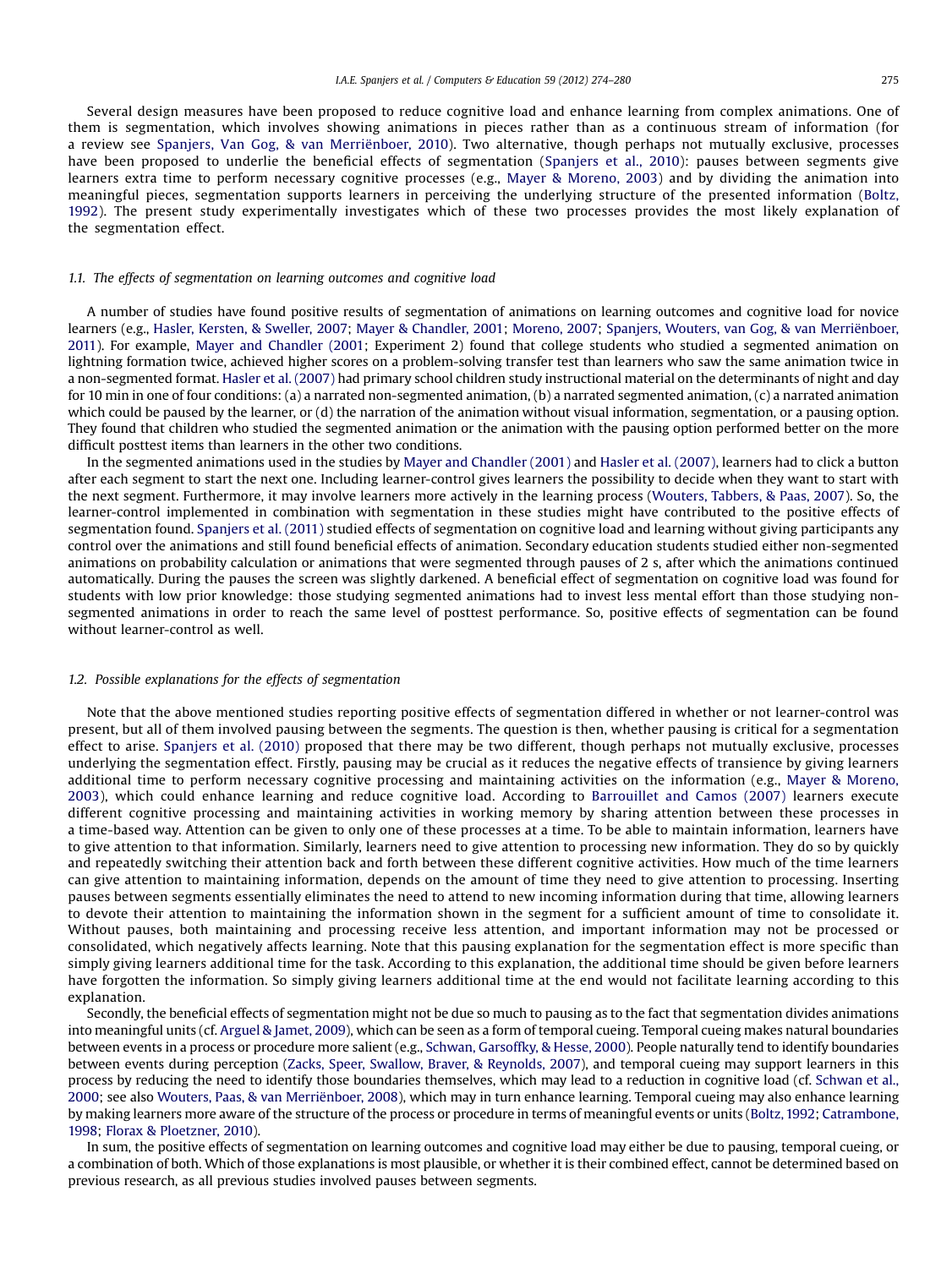Several design measures have been proposed to reduce cognitive load and enhance learning from complex animations. One of them is segmentation, which involves showing animations in pieces rather than as a continuous stream of information (for a review see Spanjers, Van Gog, & van Merriënboer, 2010). Two alternative, though perhaps not mutually exclusive, processes have been proposed to underlie the beneficial effects of segmentation (Spanjers et al., 2010): pauses between segments give learners extra time to perform necessary cognitive processes (e.g., Mayer & Moreno, 2003) and by dividing the animation into meaningful pieces, segmentation supports learners in perceiving the underlying structure of the presented information (Boltz, 1992). The present study experimentally investigates which of these two processes provides the most likely explanation of the segmentation effect.

### 1.1. The effects of segmentation on learning outcomes and cognitive load

A number of studies have found positive results of segmentation of animations on learning outcomes and cognitive load for novice learners (e.g., Hasler, Kersten, & Sweller, 2007; Mayer & Chandler, 2001; Moreno, 2007; Spanjers, Wouters, van Gog, & van Merriënboer, 2011). For example, Mayer and Chandler (2001; Experiment 2) found that college students who studied a segmented animation on lightning formation twice, achieved higher scores on a problem-solving transfer test than learners who saw the same animation twice in a non-segmented format. Hasler et al. (2007) had primary school children study instructional material on the determinants of night and day for 10 min in one of four conditions: (a) a narrated non-segmented animation, (b) a narrated segmented animation, (c) a narrated animation which could be paused by the learner, or (d) the narration of the animation without visual information, segmentation, or a pausing option. They found that children who studied the segmented animation or the animation with the pausing option performed better on the more difficult posttest items than learners in the other two conditions.

In the segmented animations used in the studies by Mayer and Chandler (2001) and Hasler et al. (2007), learners had to click a button after each segment to start the next one. Including learner-control gives learners the possibility to decide when they want to start with the next segment. Furthermore, it may involve learners more actively in the learning process (Wouters, Tabbers, & Paas, 2007). So, the learner-control implemented in combination with segmentation in these studies might have contributed to the positive effects of segmentation found. Spanjers et al. (2011) studied effects of segmentation on cognitive load and learning without giving participants any control over the animations and still found beneficial effects of animation. Secondary education students studied either non-segmented animations on probability calculation or animations that were segmented through pauses of 2 s, after which the animations continued automatically. During the pauses the screen was slightly darkened. A beneficial effect of segmentation on cognitive load was found for students with low prior knowledge: those studying segmented animations had to invest less mental effort than those studying non-segmented animations in order to reach the same level of posttest performance. So, positive effects of segmentation can be found without learner-control as well.

### 1.2. Possible explanations for the effects of segmentation

Note that the above mentioned studies reporting positive effects of segmentation differed in whether or not learner-control was present, but all of them involved pausing between the segments. The question is then, whether pausing is critical for a segmentation effect to arise. Spanjers et al. (2010) proposed that there may be two different, though perhaps not mutually exclusive, processes underlying the segmentation effect. Firstly, pausing may be crucial as it reduces the negative effects of transience by giving learners additional time to perform necessary cognitive processing and maintaining activities on the information (e.g., Mayer & Moreno, 2003), which could enhance learning and reduce cognitive load. According to Barrouillet and Camos (2007) learners execute different cognitive processing and maintaining activities in working memory by sharing attention between these processes in a time-based way. Attention can be given to only one of these processes at a time. To be able to maintain information, learners have to give attention to that information. Similarly, learners need to give attention to processing new information. They do so by quickly and repeatedly switching their attention back and forth between these different cognitive activities. How much of the time learners can give attention to maintaining information, depends on the amount of time they need to give attention to processing. Inserting pauses between segments essentially eliminates the need to attend to new incoming information during that time, allowing learners to devote their attention to maintaining the information shown in the segment for a sufficient amount of time to consolidate it. Without pauses, both maintaining and processing receive less attention, and important information may not be processed or consolidated, which negatively affects learning. Note that this pausing explanation for the segmentation effect is more specific than simply giving learners additional time for the task. According to this explanation, the additional time should be given before learners have forgotten the information. So simply giving learners additional time at the end would not facilitate learning according to this explanation.

Secondly, the beneficial effects of segmentation might not be due so much to pausing as to the fact that segmentation divides animations into meaningful units (cf. Arguel & Jamet, 2009), which can be seen as a form of temporal cueing. Temporal cueing makes natural boundaries between events in a process or procedure more salient (e.g., Schwan, Garsoffky, & Hesse, 2000). People naturally tend to identify boundaries between events during perception (Zacks, Speer, Swallow, Braver, & Reynolds, 2007), and temporal cueing may support learners in this process by reducing the need to identify those boundaries themselves, which may lead to a reduction in cognitive load (cf. Schwan et al., 2000; see also Wouters, Paas, & van Merriënboer, 2008), which may in turn enhance learning. Temporal cueing may also enhance learning by making learners more aware of the structure of the process or procedure in terms of meaningful events or units (Boltz, 1992; Catrambone, 1998; Florax & Ploetzner, 2010).

In sum, the positive effects of segmentation on learning outcomes and cognitive load may either be due to pausing, temporal cueing, or a combination of both. Which of those explanations is most plausible, or whether it is their combined effect, cannot be determined based on previous research, as all previous studies involved pauses between segments.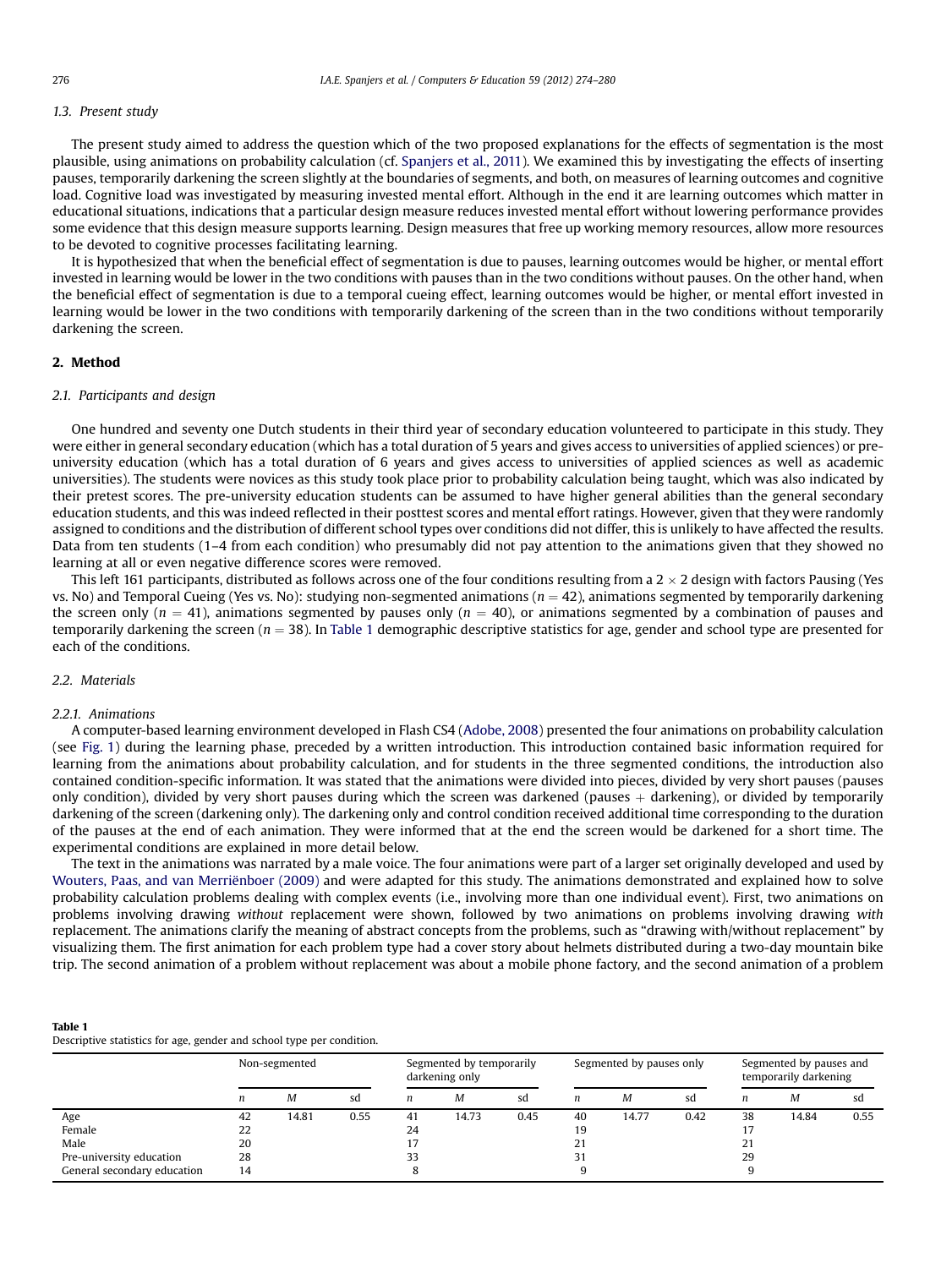### 1.3. Present study

The present study aimed to address the question which of the two proposed explanations for the effects of segmentation is the most plausible, using animations on probability calculation (cf. Spanjers et al., 2011). We examined this by investigating the effects of inserting pauses, temporarily darkening the screen slightly at the boundaries of segments, and both, on measures of learning outcomes and cognitive load. Cognitive load was investigated by measuring invested mental effort. Although in the end it are learning outcomes which matter in educational situations, indications that a particular design measure reduces invested mental effort without lowering performance provides some evidence that this design measure supports learning. Design measures that free up working memory resources, allow more resources to be devoted to cognitive processes facilitating learning.

It is hypothesized that when the beneficial effect of segmentation is due to pauses, learning outcomes would be higher, or mental effort invested in learning would be lower in the two conditions with pauses than in the two conditions without pauses. On the other hand, when the beneficial effect of segmentation is due to a temporal cueing effect, learning outcomes would be higher, or mental effort invested in learning would be lower in the two conditions with temporarily darkening of the screen than in the two conditions without temporarily darkening the screen.

## 2. Method

### 2.1. Participants and design

One hundred and seventy one Dutch students in their third year of secondary education volunteered to participate in this study. They were either in general secondary education (which has a total duration of 5 years and gives access to universities of applied sciences) or pre-university education (which has a total duration of 6 years and gives access to universities of applied sciences as well as academic universities). The students were novices as this study took place prior to probability calculation being taught, which was also indicated by their pretest scores. The pre-university education students can be assumed to have higher general abilities than the general secondary education students, and this was indeed reflected in their posttest scores and mental effort ratings. However, given that they were randomly assigned to conditions and the distribution of different school types over conditions did not differ, this is unlikely to have affected the results. Data from ten students (1–4 from each condition) who presumably did not pay attention to the animations given that they showed no learning at all or even negative difference scores were removed.

This left 161 participants, distributed as follows across one of the four conditions resulting from a 2 × 2 design with factors Pausing (Yes vs. No) and Temporal Cueing (Yes vs. No): studying non-segmented animations ($n = 42$), animations segmented by temporarily darkening the screen only ($n = 41$), animations segmented by pauses only ($n = 40$), or animations segmented by a combination of pauses and temporarily darkening the screen ($n = 38$). In Table 1 demographic descriptive statistics for age, gender and school type are presented for each of the conditions.

### 2.2. Materials

#### 2.2.1. Animations

A computer-based learning environment developed in Flash CS4 (Adobe, 2008) presented the four animations on probability calculation (see Fig. 1) during the learning phase, preceded by a written introduction. This introduction contained basic information required for learning from the animations about probability calculation, and for students in the three segmented conditions, the introduction also contained condition-specific information. It was stated that the animations were divided into pieces, divided by very short pauses (pauses only condition), divided by very short pauses during which the screen was darkened (pauses + darkening), or divided by temporarily darkening of the screen (darkening only). The darkening only and control condition received additional time corresponding to the duration of the pauses at the end of each animation. They were informed that at the end the screen would be darkened for a short time. The experimental conditions are explained in more detail below.

The text in the animations was narrated by a male voice. The four animations were part of a larger set originally developed and used by Wouters, Paas, and van Merriënboer (2009) and were adapted for this study. The animations demonstrated and explained how to solve probability calculation problems dealing with complex events (i.e., involving more than one individual event). First, two animations on problems involving drawing *without* replacement were shown, followed by two animations on problems involving drawing *with* replacement. The animations clarify the meaning of abstract concepts from the problems, such as "drawing with/without replacement" by visualizing them. The first animation for each problem type had a cover story about helmets distributed during a two-day mountain bike trip. The second animation of a problem without replacement was about a mobile phone factory, and the second animation of a problem

**Table 1**
Descriptive statistics for age, gender and school type per condition.

| | Non-segmented | | | Segmented by temporarily darkening only | | | Segmented by pauses only | | | Segmented by pauses and temporarily darkening | | |
|---|---|---|---|---|---|---|---|---|---|---|---|---|
| | *n* | *M* | sd | *n* | *M* | sd | *n* | *M* | sd | *n* | *M* | sd |
| Age | 42 | 14.81 | 0.55 | 41 | 14.73 | 0.45 | 40 | 14.77 | 0.42 | 38 | 14.84 | 0.55 |
| Female | 22 | | | 24 | | | 19 | | | 17 | | |
| Male | 20 | | | 17 | | | 21 | | | 21 | | |
| Pre-university education | 28 | | | 33 | | | 31 | | | 29 | | |
| General secondary education | 14 | | | 8 | | | 9 | | | 9 | | |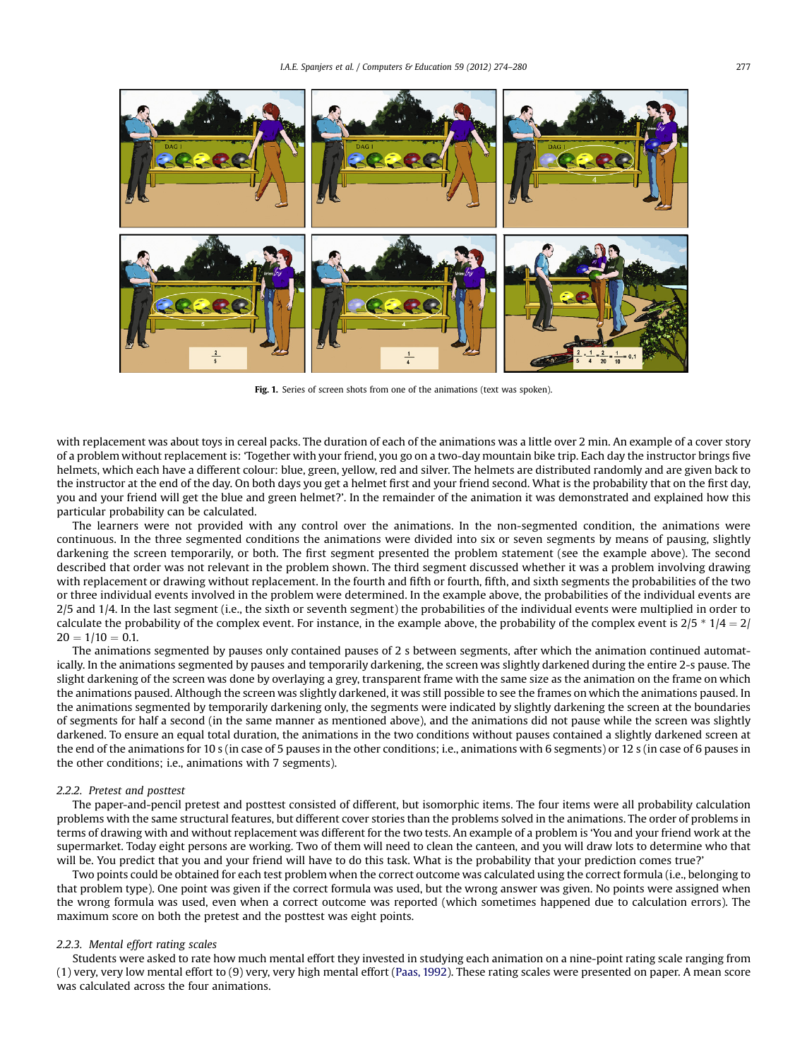Fig. 1. Series of screen shots from one of the animations (text was spoken).

with replacement was about toys in cereal packs. The duration of each of the animations was a little over 2 min. An example of a cover story of a problem without replacement is: 'Together with your friend, you go on a two-day mountain bike trip. Each day the instructor brings five helmets, which each have a different colour: blue, green, yellow, red and silver. The helmets are distributed randomly and are given back to the instructor at the end of the day. On both days you get a helmet first and your friend second. What is the probability that on the first day, you and your friend will get the blue and green helmet?'. In the remainder of the animation it was demonstrated and explained how this particular probability can be calculated.

The learners were not provided with any control over the animations. In the non-segmented condition, the animations were continuous. In the three segmented conditions the animations were divided into six or seven segments by means of pausing, slightly darkening the screen temporarily, or both. The first segment presented the problem statement (see the example above). The second described that order was not relevant in the problem shown. The third segment discussed whether it was a problem involving drawing with replacement or drawing without replacement. In the fourth and fifth or fourth, fifth, and sixth segments the probabilities of the two or three individual events involved in the problem were determined. In the example above, the probabilities of the individual events are 2/5 and 1/4. In the last segment (i.e., the sixth or seventh segment) the probabilities of the individual events were multiplied in order to calculate the probability of the complex event. For instance, in the example above, the probability of the complex event is $2/5 * 1/4 = 2/20 = 1/10 = 0.1$.

The animations segmented by pauses only contained pauses of 2 s between segments, after which the animation continued automatically. In the animations segmented by pauses and temporarily darkening, the screen was slightly darkened during the entire 2-s pause. The slight darkening of the screen was done by overlaying a grey, transparent frame with the same size as the animation on the frame on which the animations paused. Although the screen was slightly darkened, it was still possible to see the frames on which the animations paused. In the animations segmented by temporarily darkening only, the segments were indicated by slightly darkening the screen at the boundaries of segments for half a second (in the same manner as mentioned above), and the animations did not pause while the screen was slightly darkened. To ensure an equal total duration, the animations in the two conditions without pauses contained a slightly darkened screen at the end of the animations for 10 s (in case of 5 pauses in the other conditions; i.e., animations with 6 segments) or 12 s (in case of 6 pauses in the other conditions; i.e., animations with 7 segments).

#### 2.2.2. Pretest and posttest

The paper-and-pencil pretest and posttest consisted of different, but isomorphic items. The four items were all probability calculation problems with the same structural features, but different cover stories than the problems solved in the animations. The order of problems in terms of drawing with and without replacement was different for the two tests. An example of a problem is 'You and your friend work at the supermarket. Today eight persons are working. Two of them will need to clean the canteen, and you will draw lots to determine who that will be. You predict that you and your friend will have to do this task. What is the probability that your prediction comes true?'

Two points could be obtained for each test problem when the correct outcome was calculated using the correct formula (i.e., belonging to that problem type). One point was given if the correct formula was used, but the wrong answer was given. No points were assigned when the wrong formula was used, even when a correct outcome was reported (which sometimes happened due to calculation errors). The maximum score on both the pretest and the posttest was eight points.

#### 2.2.3. Mental effort rating scales

Students were asked to rate how much mental effort they invested in studying each animation on a nine-point rating scale ranging from (1) very, very low mental effort to (9) very, very high mental effort (Paas, 1992). These rating scales were presented on paper. A mean score was calculated across the four animations.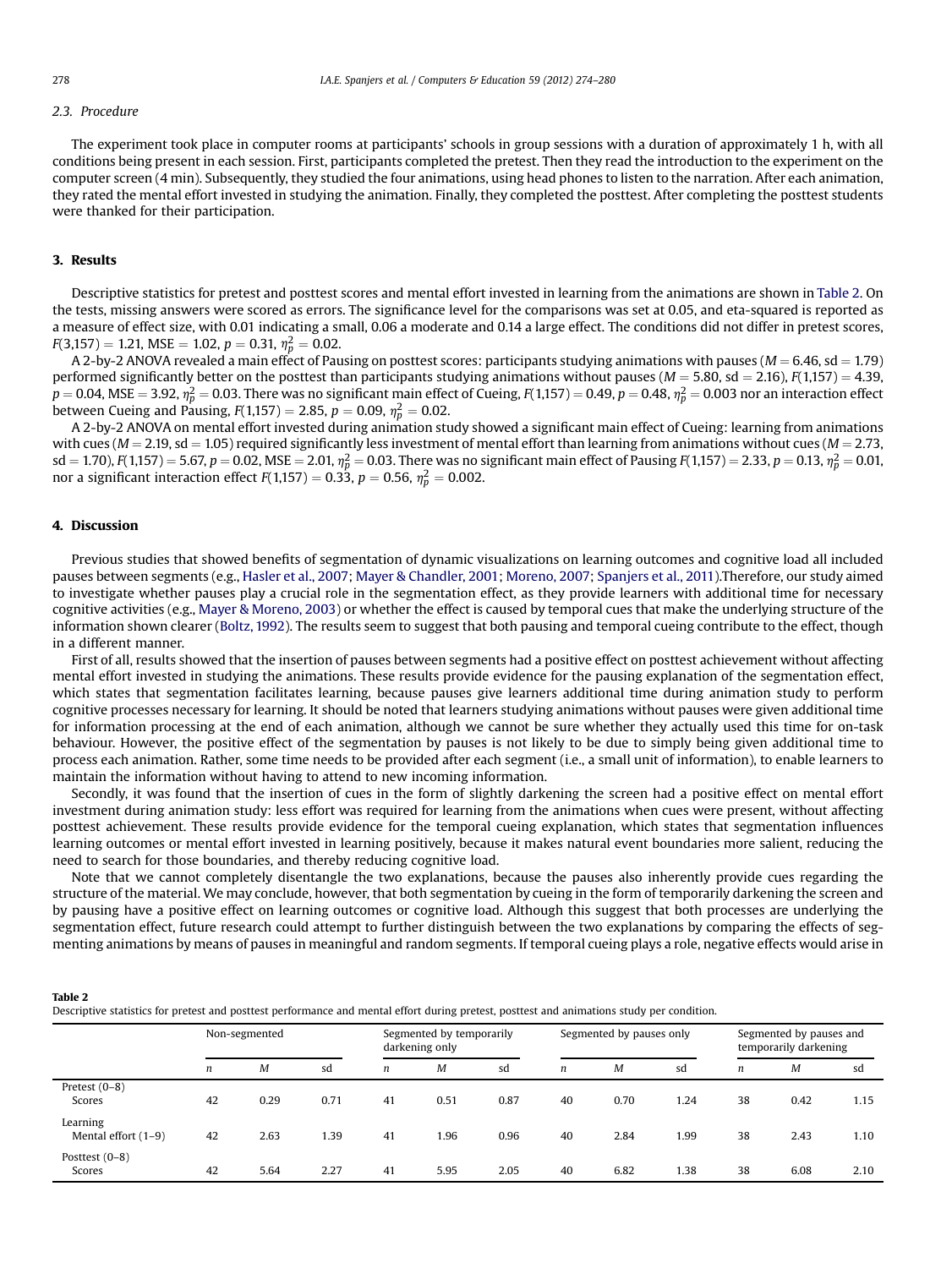### 2.3. Procedure

The experiment took place in computer rooms at participants' schools in group sessions with a duration of approximately 1 h, with all conditions being present in each session. First, participants completed the pretest. Then they read the introduction to the experiment on the computer screen (4 min). Subsequently, they studied the four animations, using head phones to listen to the narration. After each animation, they rated the mental effort invested in studying the animation. Finally, they completed the posttest. After completing the posttest students were thanked for their participation.

## 3. Results

Descriptive statistics for pretest and posttest scores and mental effort invested in learning from the animations are shown in Table 2. On the tests, missing answers were scored as errors. The significance level for the comparisons was set at 0.05, and eta-squared is reported as a measure of effect size, with 0.01 indicating a small, 0.06 a moderate and 0.14 a large effect. The conditions did not differ in pretest scores, $F(3{,}157) = 1.21$, MSE = 1.02, $p = 0.31$, $\eta_p^2 = 0.02$.

A 2-by-2 ANOVA revealed a main effect of Pausing on posttest scores: participants studying animations with pauses ($M = 6.46$, sd = 1.79) performed significantly better on the posttest than participants studying animations without pauses ($M = 5.80$, sd = 2.16), $F(1{,}157) = 4.39$, $p = 0.04$, MSE = 3.92, $\eta_p^2 = 0.03$. There was no significant main effect of Cueing, $F(1{,}157) = 0.49$, $p = 0.48$, $\eta_p^2 = 0.003$ nor an interaction effect between Cueing and Pausing, $F(1{,}157) = 2.85$, $p = 0.09$, $\eta_p^2 = 0.02$.

A 2-by-2 ANOVA on mental effort invested during animation study showed a significant main effect of Cueing: learning from animations with cues ($M = 2.19$, sd = 1.05) required significantly less investment of mental effort than learning from animations without cues ($M = 2.73$, sd = 1.70), $F(1{,}157) = 5.67$, $p = 0.02$, MSE = 2.01, $\eta_p^2 = 0.03$. There was no significant main effect of Pausing $F(1{,}157) = 2.33$, $p = 0.13$, $\eta_p^2 = 0.01$, nor a significant interaction effect $F(1{,}157) = 0.33$, $p = 0.56$, $\eta_p^2 = 0.002$.

## 4. Discussion

Previous studies that showed benefits of segmentation of dynamic visualizations on learning outcomes and cognitive load all included pauses between segments (e.g., Hasler et al., 2007; Mayer & Chandler, 2001; Moreno, 2007; Spanjers et al., 2011).Therefore, our study aimed to investigate whether pauses play a crucial role in the segmentation effect, as they provide learners with additional time for necessary cognitive activities (e.g., Mayer & Moreno, 2003) or whether the effect is caused by temporal cues that make the underlying structure of the information shown clearer (Boltz, 1992). The results seem to suggest that both pausing and temporal cueing contribute to the effect, though in a different manner.

First of all, results showed that the insertion of pauses between segments had a positive effect on posttest achievement without affecting mental effort invested in studying the animations. These results provide evidence for the pausing explanation of the segmentation effect, which states that segmentation facilitates learning, because pauses give learners additional time during animation study to perform cognitive processes necessary for learning. It should be noted that learners studying animations without pauses were given additional time for information processing at the end of each animation, although we cannot be sure whether they actually used this time for on-task behaviour. However, the positive effect of the segmentation by pauses is not likely to be due to simply being given additional time to process each animation. Rather, some time needs to be provided after each segment (i.e., a small unit of information), to enable learners to maintain the information without having to attend to new incoming information.

Secondly, it was found that the insertion of cues in the form of slightly darkening the screen had a positive effect on mental effort investment during animation study: less effort was required for learning from the animations when cues were present, without affecting posttest achievement. These results provide evidence for the temporal cueing explanation, which states that segmentation influences learning outcomes or mental effort invested in learning positively, because it makes natural event boundaries more salient, reducing the need to search for those boundaries, and thereby reducing cognitive load.

Note that we cannot completely disentangle the two explanations, because the pauses also inherently provide cues regarding the structure of the material. We may conclude, however, that both segmentation by cueing in the form of temporarily darkening the screen and by pausing have a positive effect on learning outcomes or cognitive load. Although this suggest that both processes are underlying the segmentation effect, future research could attempt to further distinguish between the two explanations by comparing the effects of segmenting animations by means of pauses in meaningful and random segments. If temporal cueing plays a role, negative effects would arise in

**Table 2**
Descriptive statistics for pretest and posttest performance and mental effort during pretest, posttest and animations study per condition.

| | Non-segmented | | | Segmented by temporarily darkening only | | | Segmented by pauses only | | | Segmented by pauses and temporarily darkening | | |
|---|---|---|---|---|---|---|---|---|---|---|---|---|
| | *n* | *M* | sd | *n* | *M* | sd | *n* | *M* | sd | *n* | *M* | sd |
| Pretest (0–8) Scores | 42 | 0.29 | 0.71 | 41 | 0.51 | 0.87 | 40 | 0.70 | 1.24 | 38 | 0.42 | 1.15 |
| Learning Mental effort (1–9) | 42 | 2.63 | 1.39 | 41 | 1.96 | 0.96 | 40 | 2.84 | 1.99 | 38 | 2.43 | 1.10 |
| Posttest (0–8) Scores | 42 | 5.64 | 2.27 | 41 | 5.95 | 2.05 | 40 | 6.82 | 1.38 | 38 | 6.08 | 2.10 |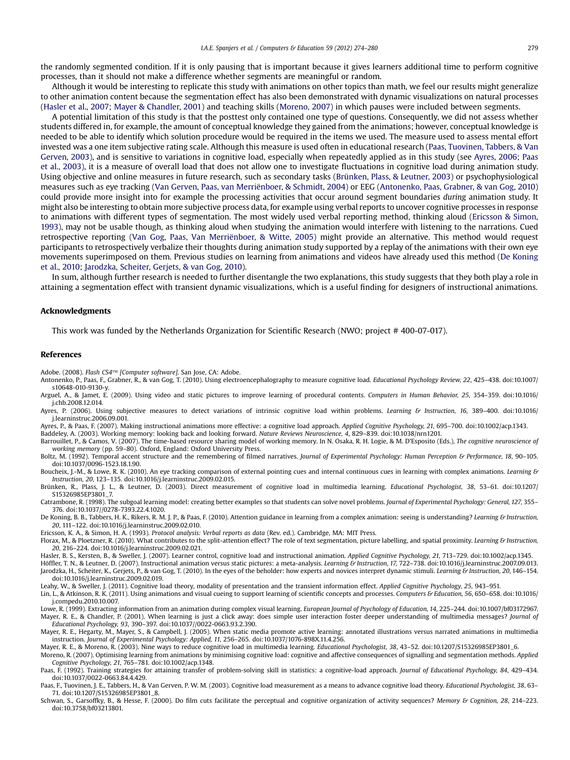the randomly segmented condition. If it is only pausing that is important because it gives learners additional time to perform cognitive processes, than it should not make a difference whether segments are meaningful or random.

Although it would be interesting to replicate this study with animations on other topics than math, we feel our results might generalize to other animation content because the segmentation effect has also been demonstrated with dynamic visualizations on natural processes (Hasler et al., 2007; Mayer & Chandler, 2001) and teaching skills (Moreno, 2007) in which pauses were included between segments.

A potential limitation of this study is that the posttest only contained one type of questions. Consequently, we did not assess whether students differed in, for example, the amount of conceptual knowledge they gained from the animations; however, conceptual knowledge is needed to be able to identify which solution procedure would be required in the items we used. The measure used to assess mental effort invested was a one item subjective rating scale. Although this measure is used often in educational research (Paas, Tuovinen, Tabbers, & Van Gerven, 2003), and is sensitive to variations in cognitive load, especially when repeatedly applied as in this study (see Ayres, 2006; Paas et al., 2003), it is a measure of overall load that does not allow one to investigate fluctuations in cognitive load during animation study. Using objective and online measures in future research, such as secondary tasks (Brünken, Plass, & Leutner, 2003) or psychophysiological measures such as eye tracking (Van Gerven, Paas, van Merriënboer, & Schmidt, 2004) or EEG (Antonenko, Paas, Grabner, & van Gog, 2010) could provide more insight into for example the processing activities that occur around segment boundaries *during* animation study. It might also be interesting to obtain more subjective process data, for example using verbal reports to uncover cognitive processes in response to animations with different types of segmentation. The most widely used verbal reporting method, thinking aloud (Ericsson & Simon, 1993), may not be usable though, as thinking aloud when studying the animation would interfere with listening to the narrations. Cued retrospective reporting (Van Gog, Paas, Van Merriënboer, & Witte, 2005) might provide an alternative. This method would request participants to retrospectively verbalize their thoughts during animation study supported by a replay of the animations with their own eye movements superimposed on them. Previous studies on learning from animations and videos have already used this method (De Koning et al., 2010; Jarodzka, Scheiter, Gerjets, & van Gog, 2010).

In sum, although further research is needed to further disentangle the two explanations, this study suggests that they both play a role in attaining a segmentation effect with transient dynamic visualizations, which is a useful finding for designers of instructional animations.

## Acknowledgments

This work was funded by the Netherlands Organization for Scientific Research (NWO; project # 400-07-017).

## References

Adobe. (2008). *Flash CS4™ [Computer software]*. San Jose, CA: Adobe.

Antonenko, P., Paas, F., Grabner, R., & van Gog, T. (2010). Using electroencephalography to measure cognitive load. *Educational Psychology Review, 22*, 425–438. doi:10.1007/s10648-010-9130-y.

Arguel, A., & Jamet, E. (2009). Using video and static pictures to improve learning of procedural contents. *Computers in Human Behavior, 25*, 354–359. doi:10.1016/j.chb.2008.12.014.

Ayres, P. (2006). Using subjective measures to detect variations of intrinsic cognitive load within problems. *Learning & Instruction, 16*, 389–400. doi:10.1016/j.learninstruc.2006.09.001.

Ayres, P., & Paas, F. (2007). Making instructional animations more effective: a cognitive load approach. *Applied Cognitive Psychology, 21*, 695–700. doi:10.1002/acp.1343.

Baddeley, A. (2003). Working memory: looking back and looking forward. *Nature Reviews Neuroscience, 4*, 829–839. doi:10.1038/nrn1201.

Barrouillet, P., & Camos, V. (2007). The time-based resource sharing model of working memory. In N. Osaka, R. H. Logie, & M. D'Esposito (Eds.), *The cognitive neuroscience of working memory* (pp. 59–80). Oxford, England: Oxford University Press.

Boltz, M. (1992). Temporal accent structure and the remembering of filmed narratives. *Journal of Experimental Psychology: Human Perception & Performance, 18*, 90–105. doi:10.1037/0096-1523.18.1.90.

Boucheix, J.-M., & Lowe, R. K. (2010). An eye tracking comparison of external pointing cues and internal continuous cues in learning with complex animations. *Learning & Instruction, 20*, 123–135. doi:10.1016/j.learninstruc.2009.02.015.

Brünken, R., Plass, J. L., & Leutner, D. (2003). Direct measurement of cognitive load in multimedia learning. *Educational Psychologist, 38*, 53–61. doi:10.1207/S15326985EP3801_7.

Catrambone, R. (1998). The subgoal learning model: creating better examples so that students can solve novel problems. *Journal of Experimental Psychology: General, 127*, 355–376. doi:10.1037//0278-7393.22.4.1020.

De Koning, B. B., Tabbers, H. K., Rikers, R. M. J. P., & Paas, F. (2010). Attention guidance in learning from a complex animation: seeing is understanding? *Learning & Instruction, 20*, 111–122. doi:10.1016/j.learninstruc.2009.02.010.

Ericsson, K. A., & Simon, H. A. (1993). *Protocol analysis: Verbal reports as data* (Rev. ed.). Cambridge, MA: MIT Press.

Florax, M., & Ploetzner, R. (2010). What contributes to the split-attention effect? The role of text segmentation, picture labelling, and spatial proximity. *Learning & Instruction, 20*, 216–224. doi:10.1016/j.learninstruc.2009.02.021.

Hasler, B. S., Kersten, B., & Sweller, J. (2007). Learner control, cognitive load and instructional animation. *Applied Cognitive Psychology, 21*, 713–729. doi:10.1002/acp.1345.

Höffler, T. N., & Leutner, D. (2007). Instructional animation versus static pictures: a meta-analysis. *Learning & Instruction, 17*, 722–738. doi:10.1016/j.learninstruc.2007.09.013.

Jarodzka, H., Scheiter, K., Gerjets, P., & van Gog, T. (2010). In the eyes of the beholder: how experts and novices interpret dynamic stimuli. *Learning & Instruction, 20*, 146–154. doi:10.1016/j.learninstruc.2009.02.019.

Leahy, W., & Sweller, J. (2011). Cognitive load theory, modality of presentation and the transient information effect. *Applied Cognitive Psychology, 25*, 943–951.

Lin, L., & Atkinson, R. K. (2011). Using animations and visual cueing to support learning of scientific concepts and processes. *Computers & Education, 56*, 650–658. doi:10.1016/j.compedu.2010.10.007.

Lowe, R. (1999). Extracting information from an animation during complex visual learning. *European Journal of Psychology of Education, 14*, 225–244. doi:10.1007/bf03172967.

Mayer, R. E., & Chandler, P. (2001). When learning is just a click away: does simple user interaction foster deeper understanding of multimedia messages? *Journal of Educational Psychology, 93*, 390–397. doi:10.1037//0022-0663.93.2.390.

Mayer, R. E., Hegarty, M., Mayer, S., & Campbell, J. (2005). When static media promote active learning: annotated illustrations versus narrated animations in multimedia instruction. *Journal of Experimental Psychology: Applied, 11*, 256–265. doi:10.1037/1076-898X.11.4.256.

Mayer, R. E., & Moreno, R. (2003). Nine ways to reduce cognitive load in multimedia learning. *Educational Psychologist, 38*, 43–52. doi:10.1207/S15326985EP3801_6.

Moreno, R. (2007). Optimising learning from animations by minimising cognitive load: cognitive and affective consequences of signalling and segmentation methods. *Applied Cognitive Psychology, 21*, 765–781. doi:10.1002/acp.1348.

Paas, F. (1992). Training strategies for attaining transfer of problem-solving skill in statistics: a cognitive-load approach. *Journal of Educational Psychology, 84*, 429–434. doi:10.1037/0022-0663.84.4.429.

Paas, F., Tuovinen, J. E., Tabbers, H., & Van Gerven, P. W. M. (2003). Cognitive load measurement as a means to advance cognitive load theory. *Educational Psychologist, 38*, 63–71. doi:10.1207/S15326985EP3801_8.

Schwan, S., Garsoffky, B., & Hesse, F. (2000). Do film cuts facilitate the perceptual and cognitive organization of activity sequences? *Memory & Cognition, 28*, 214–223. doi:10.3758/bf03213801.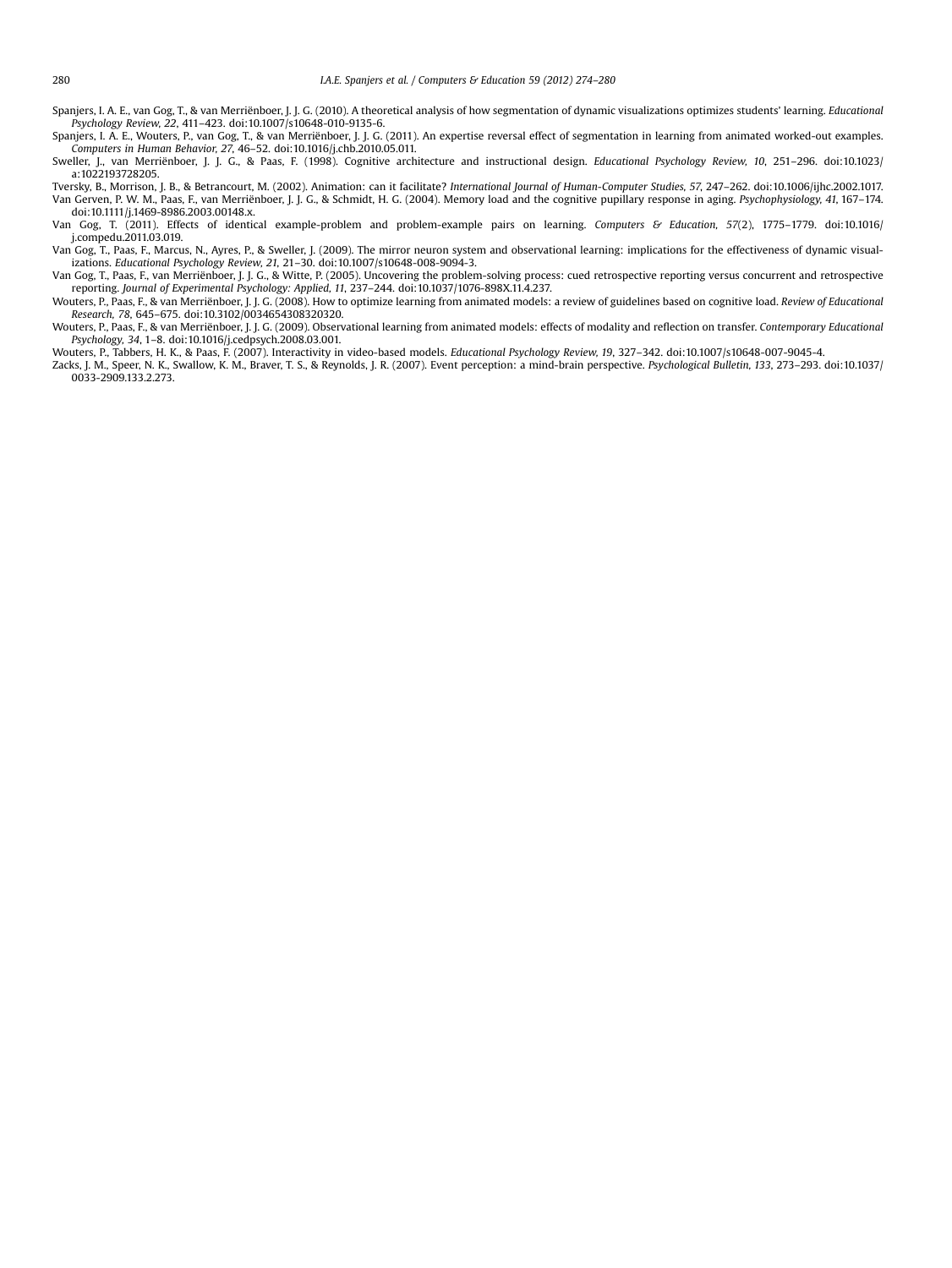Spanjers, I. A. E., van Gog, T., & van Merriënboer, J. J. G. (2010). A theoretical analysis of how segmentation of dynamic visualizations optimizes students' learning. *Educational Psychology Review, 22*, 411–423. doi:10.1007/s10648-010-9135-6.

Spanjers, I. A. E., Wouters, P., van Gog, T., & van Merriënboer, J. J. G. (2011). An expertise reversal effect of segmentation in learning from animated worked-out examples. *Computers in Human Behavior, 27*, 46–52. doi:10.1016/j.chb.2010.05.011.

Sweller, J., van Merriënboer, J. J. G., & Paas, F. (1998). Cognitive architecture and instructional design. *Educational Psychology Review, 10*, 251–296. doi:10.1023/a:1022193728205.

Tversky, B., Morrison, J. B., & Betrancourt, M. (2002). Animation: can it facilitate? *International Journal of Human-Computer Studies, 57*, 247–262. doi:10.1006/ijhc.2002.1017.

Van Gerven, P. W. M., Paas, F., van Merriënboer, J. J. G., & Schmidt, H. G. (2004). Memory load and the cognitive pupillary response in aging. *Psychophysiology, 41*, 167–174. doi:10.1111/j.1469-8986.2003.00148.x.

Van Gog, T. (2011). Effects of identical example-problem and problem-example pairs on learning. *Computers & Education, 57*(2), 1775–1779. doi:10.1016/j.compedu.2011.03.019.

Van Gog, T., Paas, F., Marcus, N., Ayres, P., & Sweller, J. (2009). The mirror neuron system and observational learning: implications for the effectiveness of dynamic visualizations. *Educational Psychology Review, 21*, 21–30. doi:10.1007/s10648-008-9094-3.

Van Gog, T., Paas, F., van Merriënboer, J. J. G., & Witte, P. (2005). Uncovering the problem-solving process: cued retrospective reporting versus concurrent and retrospective reporting. *Journal of Experimental Psychology: Applied, 11*, 237–244. doi:10.1037/1076-898X.11.4.237.

Wouters, P., Paas, F., & van Merriënboer, J. J. G. (2008). How to optimize learning from animated models: a review of guidelines based on cognitive load. *Review of Educational Research, 78*, 645–675. doi:10.3102/0034654308320320.

Wouters, P., Paas, F., & van Merriënboer, J. J. G. (2009). Observational learning from animated models: effects of modality and reflection on transfer. *Contemporary Educational Psychology, 34*, 1–8. doi:10.1016/j.cedpsych.2008.03.001.

Wouters, P., Tabbers, H. K., & Paas, F. (2007). Interactivity in video-based models. *Educational Psychology Review, 19*, 327–342. doi:10.1007/s10648-007-9045-4.

Zacks, J. M., Speer, N. K., Swallow, K. M., Braver, T. S., & Reynolds, J. R. (2007). Event perception: a mind-brain perspective. *Psychological Bulletin, 133*, 273–293. doi:10.1037/0033-2909.133.2.273.